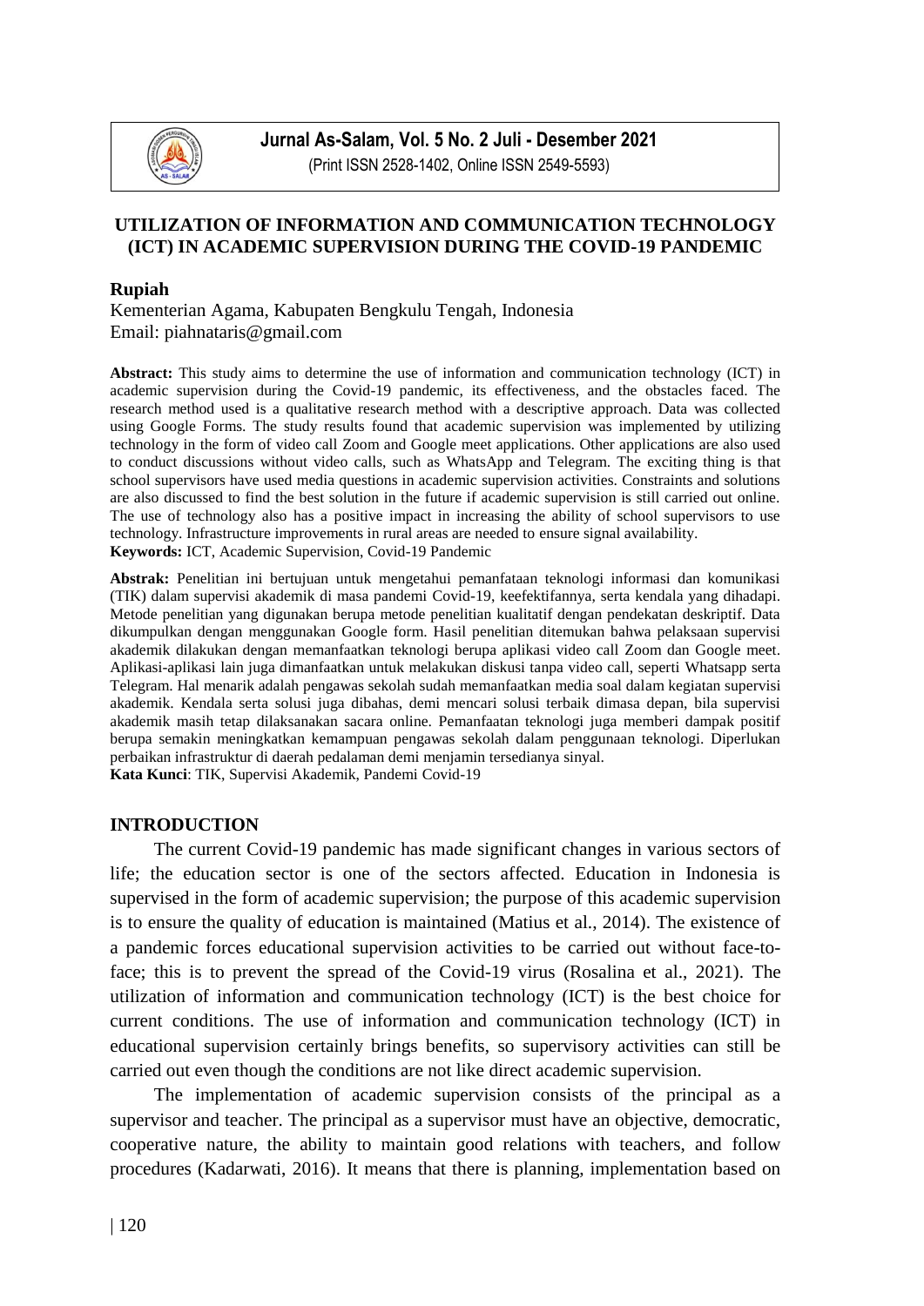# UTILIZATION OF INFORMATION AND COMMUNICATION TECHNOLOGY (ICT) IN ACADEMIC SUPERVISION DURING THE COVID-19 PANDEMIC

**Rupiah**

Kementerian Agama, Kabupaten Bengkulu Tengah, Indonesia
Email: piahnataris@gmail.com

**Abstract:** This study aims to determine the use of information and communication technology (ICT) in academic supervision during the Covid-19 pandemic, its effectiveness, and the obstacles faced. The research method used is a qualitative research method with a descriptive approach. Data was collected using Google Forms. The study results found that academic supervision was implemented by utilizing technology in the form of video call Zoom and Google meet applications. Other applications are also used to conduct discussions without video calls, such as WhatsApp and Telegram. The exciting thing is that school supervisors have used media questions in academic supervision activities. Constraints and solutions are also discussed to find the best solution in the future if academic supervision is still carried out online. The use of technology also has a positive impact in increasing the ability of school supervisors to use technology. Infrastructure improvements in rural areas are needed to ensure signal availability.

**Keywords:** ICT, Academic Supervision, Covid-19 Pandemic

**Abstrak:** Penelitian ini bertujuan untuk mengetahui pemanfaatan teknologi informasi dan komunikasi (TIK) dalam supervisi akademik di masa pandemi Covid-19, keefektifannya, serta kendala yang dihadapi. Metode penelitian yang digunakan berupa metode penelitian kualitatif dengan pendekatan deskriptif. Data dikumpulkan dengan menggunakan Google form. Hasil penelitian ditemukan bahwa pelaksaan supervisi akademik dilakukan dengan memanfaatkan teknologi berupa aplikasi video call Zoom dan Google meet. Aplikasi-aplikasi lain juga dimanfaatkan untuk melakukan diskusi tanpa video call, seperti Whatsapp serta Telegram. Hal menarik adalah pengawas sekolah sudah memanfaatkan media soal dalam kegiatan supervisi akademik. Kendala serta solusi juga dibahas, demi mencari solusi terbaik dimasa depan, bila supervisi akademik masih tetap dilaksanakan sacara online. Pemanfaatan teknologi juga memberi dampak positif berupa semakin meningkatkan kemampuan pengawas sekolah dalam penggunaan teknologi. Diperlukan perbaikan infrastruktur di daerah pedalaman demi menjamin tersedianya sinyal.

**Kata Kunci**: TIK, Supervisi Akademik, Pandemi Covid-19

## INTRODUCTION

The current Covid-19 pandemic has made significant changes in various sectors of life; the education sector is one of the sectors affected. Education in Indonesia is supervised in the form of academic supervision; the purpose of this academic supervision is to ensure the quality of education is maintained (Matius et al., 2014). The existence of a pandemic forces educational supervision activities to be carried out without face-to-face; this is to prevent the spread of the Covid-19 virus (Rosalina et al., 2021). The utilization of information and communication technology (ICT) is the best choice for current conditions. The use of information and communication technology (ICT) in educational supervision certainly brings benefits, so supervisory activities can still be carried out even though the conditions are not like direct academic supervision.

The implementation of academic supervision consists of the principal as a supervisor and teacher. The principal as a supervisor must have an objective, democratic, cooperative nature, the ability to maintain good relations with teachers, and follow procedures (Kadarwati, 2016). It means that there is planning, implementation based on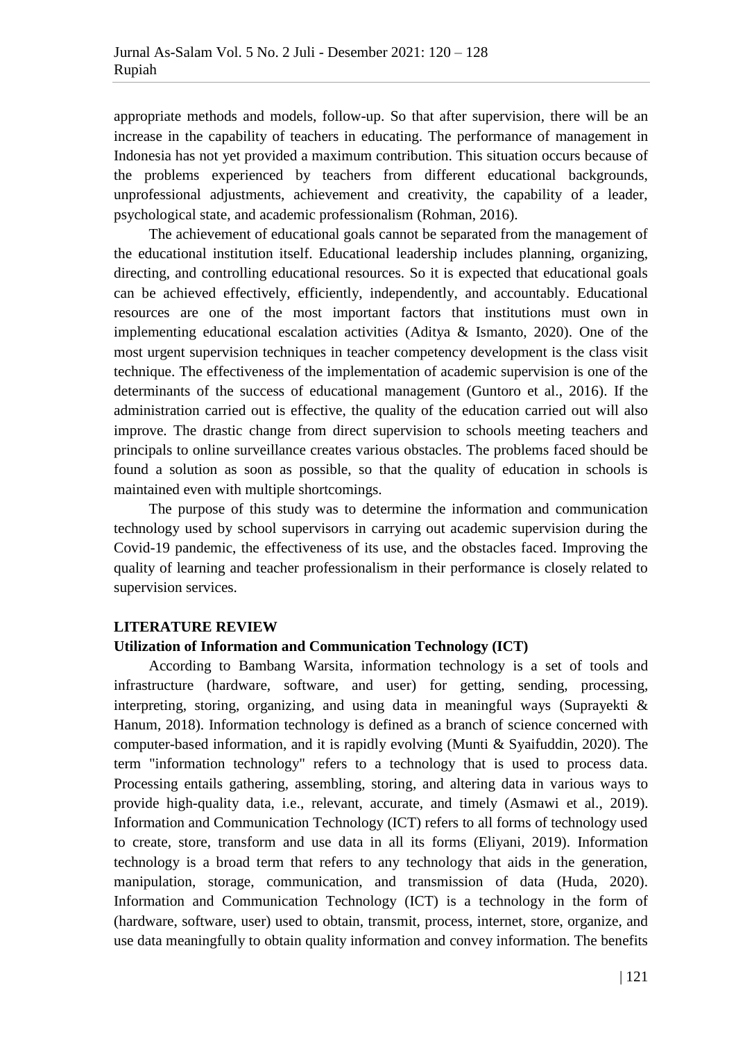appropriate methods and models, follow-up. So that after supervision, there will be an increase in the capability of teachers in educating. The performance of management in Indonesia has not yet provided a maximum contribution. This situation occurs because of the problems experienced by teachers from different educational backgrounds, unprofessional adjustments, achievement and creativity, the capability of a leader, psychological state, and academic professionalism (Rohman, 2016).

The achievement of educational goals cannot be separated from the management of the educational institution itself. Educational leadership includes planning, organizing, directing, and controlling educational resources. So it is expected that educational goals can be achieved effectively, efficiently, independently, and accountably. Educational resources are one of the most important factors that institutions must own in implementing educational escalation activities (Aditya & Ismanto, 2020). One of the most urgent supervision techniques in teacher competency development is the class visit technique. The effectiveness of the implementation of academic supervision is one of the determinants of the success of educational management (Guntoro et al., 2016). If the administration carried out is effective, the quality of the education carried out will also improve. The drastic change from direct supervision to schools meeting teachers and principals to online surveillance creates various obstacles. The problems faced should be found a solution as soon as possible, so that the quality of education in schools is maintained even with multiple shortcomings.

The purpose of this study was to determine the information and communication technology used by school supervisors in carrying out academic supervision during the Covid-19 pandemic, the effectiveness of its use, and the obstacles faced. Improving the quality of learning and teacher professionalism in their performance is closely related to supervision services.

## LITERATURE REVIEW

### Utilization of Information and Communication Technology (ICT)

According to Bambang Warsita, information technology is a set of tools and infrastructure (hardware, software, and user) for getting, sending, processing, interpreting, storing, organizing, and using data in meaningful ways (Suprayekti & Hanum, 2018). Information technology is defined as a branch of science concerned with computer-based information, and it is rapidly evolving (Munti & Syaifuddin, 2020). The term "information technology" refers to a technology that is used to process data. Processing entails gathering, assembling, storing, and altering data in various ways to provide high-quality data, i.e., relevant, accurate, and timely (Asmawi et al., 2019). Information and Communication Technology (ICT) refers to all forms of technology used to create, store, transform and use data in all its forms (Eliyani, 2019). Information technology is a broad term that refers to any technology that aids in the generation, manipulation, storage, communication, and transmission of data (Huda, 2020). Information and Communication Technology (ICT) is a technology in the form of (hardware, software, user) used to obtain, transmit, process, internet, store, organize, and use data meaningfully to obtain quality information and convey information. The benefits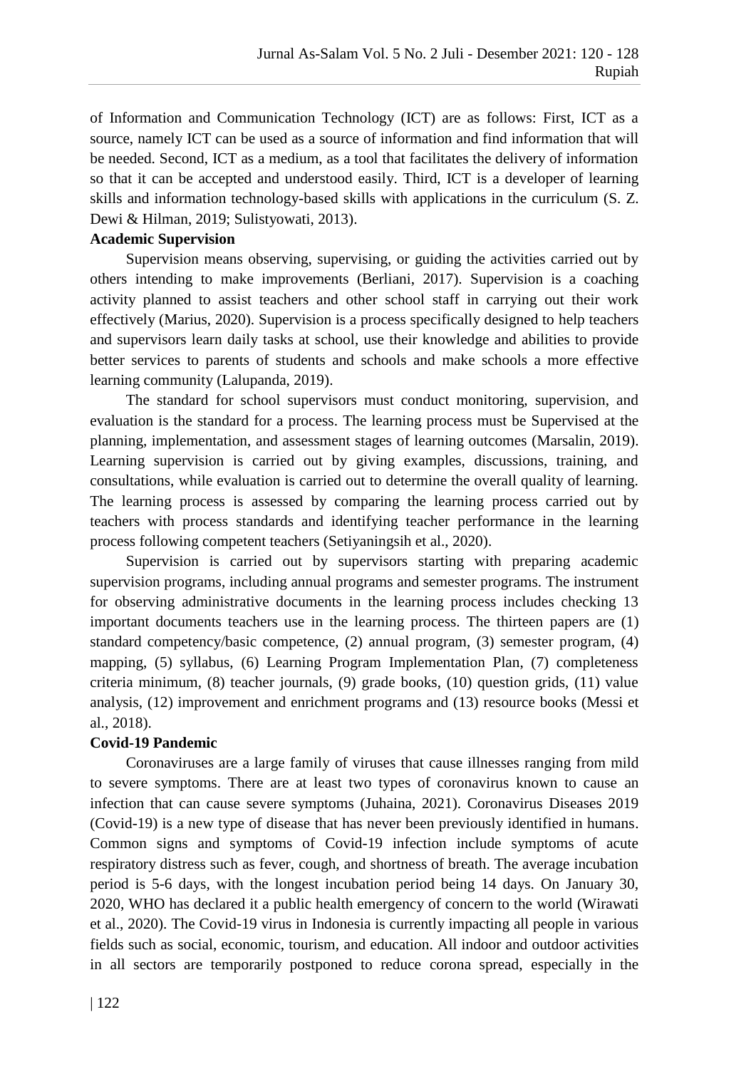of Information and Communication Technology (ICT) are as follows: First, ICT as a source, namely ICT can be used as a source of information and find information that will be needed. Second, ICT as a medium, as a tool that facilitates the delivery of information so that it can be accepted and understood easily. Third, ICT is a developer of learning skills and information technology-based skills with applications in the curriculum (S. Z. Dewi & Hilman, 2019; Sulistyowati, 2013).

**Academic Supervision**

Supervision means observing, supervising, or guiding the activities carried out by others intending to make improvements (Berliani, 2017). Supervision is a coaching activity planned to assist teachers and other school staff in carrying out their work effectively (Marius, 2020). Supervision is a process specifically designed to help teachers and supervisors learn daily tasks at school, use their knowledge and abilities to provide better services to parents of students and schools and make schools a more effective learning community (Lalupanda, 2019).

The standard for school supervisors must conduct monitoring, supervision, and evaluation is the standard for a process. The learning process must be Supervised at the planning, implementation, and assessment stages of learning outcomes (Marsalin, 2019). Learning supervision is carried out by giving examples, discussions, training, and consultations, while evaluation is carried out to determine the overall quality of learning. The learning process is assessed by comparing the learning process carried out by teachers with process standards and identifying teacher performance in the learning process following competent teachers (Setiyaningsih et al., 2020).

Supervision is carried out by supervisors starting with preparing academic supervision programs, including annual programs and semester programs. The instrument for observing administrative documents in the learning process includes checking 13 important documents teachers use in the learning process. The thirteen papers are (1) standard competency/basic competence, (2) annual program, (3) semester program, (4) mapping, (5) syllabus, (6) Learning Program Implementation Plan, (7) completeness criteria minimum, (8) teacher journals, (9) grade books, (10) question grids, (11) value analysis, (12) improvement and enrichment programs and (13) resource books (Messi et al., 2018).

**Covid-19 Pandemic**

Coronaviruses are a large family of viruses that cause illnesses ranging from mild to severe symptoms. There are at least two types of coronavirus known to cause an infection that can cause severe symptoms (Juhaina, 2021). Coronavirus Diseases 2019 (Covid-19) is a new type of disease that has never been previously identified in humans. Common signs and symptoms of Covid-19 infection include symptoms of acute respiratory distress such as fever, cough, and shortness of breath. The average incubation period is 5-6 days, with the longest incubation period being 14 days. On January 30, 2020, WHO has declared it a public health emergency of concern to the world (Wirawati et al., 2020). The Covid-19 virus in Indonesia is currently impacting all people in various fields such as social, economic, tourism, and education. All indoor and outdoor activities in all sectors are temporarily postponed to reduce corona spread, especially in the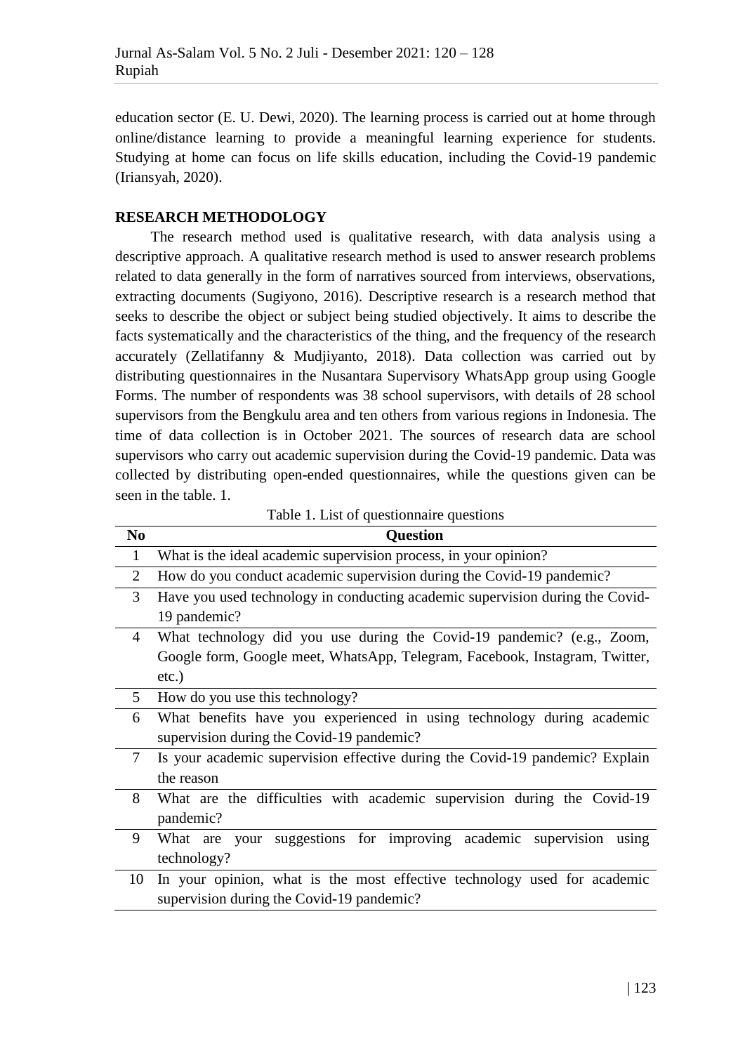education sector (E. U. Dewi, 2020). The learning process is carried out at home through online/distance learning to provide a meaningful learning experience for students. Studying at home can focus on life skills education, including the Covid-19 pandemic (Iriansyah, 2020).

## RESEARCH METHODOLOGY

The research method used is qualitative research, with data analysis using a descriptive approach. A qualitative research method is used to answer research problems related to data generally in the form of narratives sourced from interviews, observations, extracting documents (Sugiyono, 2016). Descriptive research is a research method that seeks to describe the object or subject being studied objectively. It aims to describe the facts systematically and the characteristics of the thing, and the frequency of the research accurately (Zellatifanny & Mudjiyanto, 2018). Data collection was carried out by distributing questionnaires in the Nusantara Supervisory WhatsApp group using Google Forms. The number of respondents was 38 school supervisors, with details of 28 school supervisors from the Bengkulu area and ten others from various regions in Indonesia. The time of data collection is in October 2021. The sources of research data are school supervisors who carry out academic supervision during the Covid-19 pandemic. Data was collected by distributing open-ended questionnaires, while the questions given can be seen in the table. 1.

Table 1. List of questionnaire questions

| No | Question |
|---|---|
| 1 | What is the ideal academic supervision process, in your opinion? |
| 2 | How do you conduct academic supervision during the Covid-19 pandemic? |
| 3 | Have you used technology in conducting academic supervision during the Covid-19 pandemic? |
| 4 | What technology did you use during the Covid-19 pandemic? (e.g., Zoom, Google form, Google meet, WhatsApp, Telegram, Facebook, Instagram, Twitter, etc.) |
| 5 | How do you use this technology? |
| 6 | What benefits have you experienced in using technology during academic supervision during the Covid-19 pandemic? |
| 7 | Is your academic supervision effective during the Covid-19 pandemic? Explain the reason |
| 8 | What are the difficulties with academic supervision during the Covid-19 pandemic? |
| 9 | What are your suggestions for improving academic supervision using technology? |
| 10 | In your opinion, what is the most effective technology used for academic supervision during the Covid-19 pandemic? |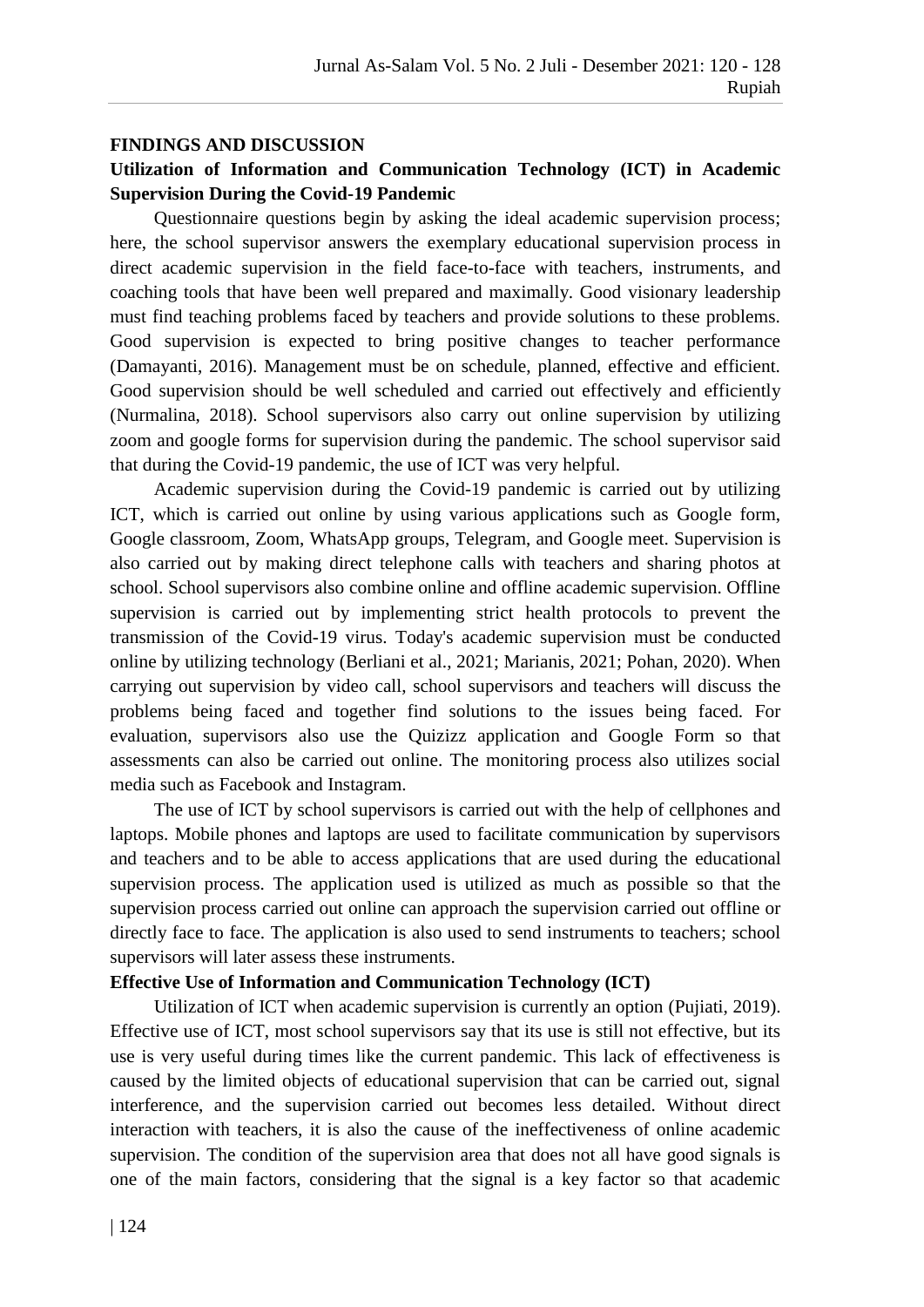## FINDINGS AND DISCUSSION

### Utilization of Information and Communication Technology (ICT) in Academic Supervision During the Covid-19 Pandemic

Questionnaire questions begin by asking the ideal academic supervision process; here, the school supervisor answers the exemplary educational supervision process in direct academic supervision in the field face-to-face with teachers, instruments, and coaching tools that have been well prepared and maximally. Good visionary leadership must find teaching problems faced by teachers and provide solutions to these problems. Good supervision is expected to bring positive changes to teacher performance (Damayanti, 2016). Management must be on schedule, planned, effective and efficient. Good supervision should be well scheduled and carried out effectively and efficiently (Nurmalina, 2018). School supervisors also carry out online supervision by utilizing zoom and google forms for supervision during the pandemic. The school supervisor said that during the Covid-19 pandemic, the use of ICT was very helpful.

Academic supervision during the Covid-19 pandemic is carried out by utilizing ICT, which is carried out online by using various applications such as Google form, Google classroom, Zoom, WhatsApp groups, Telegram, and Google meet. Supervision is also carried out by making direct telephone calls with teachers and sharing photos at school. School supervisors also combine online and offline academic supervision. Offline supervision is carried out by implementing strict health protocols to prevent the transmission of the Covid-19 virus. Today's academic supervision must be conducted online by utilizing technology (Berliani et al., 2021; Marianis, 2021; Pohan, 2020). When carrying out supervision by video call, school supervisors and teachers will discuss the problems being faced and together find solutions to the issues being faced. For evaluation, supervisors also use the Quizizz application and Google Form so that assessments can also be carried out online. The monitoring process also utilizes social media such as Facebook and Instagram.

The use of ICT by school supervisors is carried out with the help of cellphones and laptops. Mobile phones and laptops are used to facilitate communication by supervisors and teachers and to be able to access applications that are used during the educational supervision process. The application used is utilized as much as possible so that the supervision process carried out online can approach the supervision carried out offline or directly face to face. The application is also used to send instruments to teachers; school supervisors will later assess these instruments.

### Effective Use of Information and Communication Technology (ICT)

Utilization of ICT when academic supervision is currently an option (Pujiati, 2019). Effective use of ICT, most school supervisors say that its use is still not effective, but its use is very useful during times like the current pandemic. This lack of effectiveness is caused by the limited objects of educational supervision that can be carried out, signal interference, and the supervision carried out becomes less detailed. Without direct interaction with teachers, it is also the cause of the ineffectiveness of online academic supervision. The condition of the supervision area that does not all have good signals is one of the main factors, considering that the signal is a key factor so that academic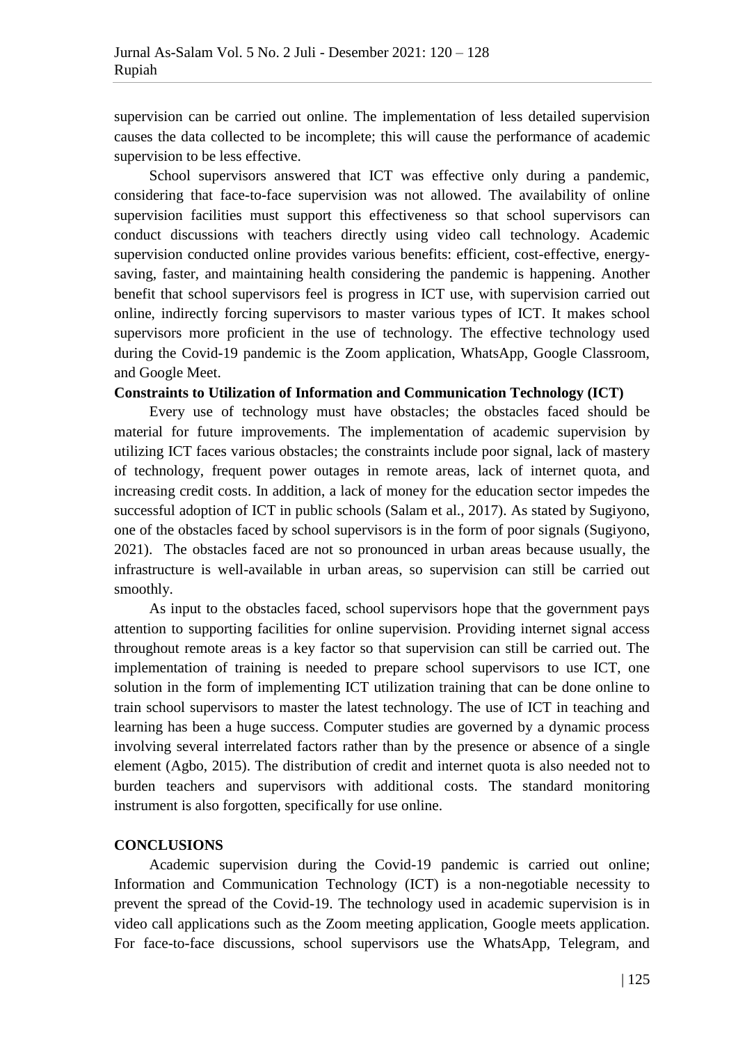supervision can be carried out online. The implementation of less detailed supervision causes the data collected to be incomplete; this will cause the performance of academic supervision to be less effective.

School supervisors answered that ICT was effective only during a pandemic, considering that face-to-face supervision was not allowed. The availability of online supervision facilities must support this effectiveness so that school supervisors can conduct discussions with teachers directly using video call technology. Academic supervision conducted online provides various benefits: efficient, cost-effective, energy-saving, faster, and maintaining health considering the pandemic is happening. Another benefit that school supervisors feel is progress in ICT use, with supervision carried out online, indirectly forcing supervisors to master various types of ICT. It makes school supervisors more proficient in the use of technology. The effective technology used during the Covid-19 pandemic is the Zoom application, WhatsApp, Google Classroom, and Google Meet.

**Constraints to Utilization of Information and Communication Technology (ICT)**

Every use of technology must have obstacles; the obstacles faced should be material for future improvements. The implementation of academic supervision by utilizing ICT faces various obstacles; the constraints include poor signal, lack of mastery of technology, frequent power outages in remote areas, lack of internet quota, and increasing credit costs. In addition, a lack of money for the education sector impedes the successful adoption of ICT in public schools (Salam et al., 2017). As stated by Sugiyono, one of the obstacles faced by school supervisors is in the form of poor signals (Sugiyono, 2021). The obstacles faced are not so pronounced in urban areas because usually, the infrastructure is well-available in urban areas, so supervision can still be carried out smoothly.

As input to the obstacles faced, school supervisors hope that the government pays attention to supporting facilities for online supervision. Providing internet signal access throughout remote areas is a key factor so that supervision can still be carried out. The implementation of training is needed to prepare school supervisors to use ICT, one solution in the form of implementing ICT utilization training that can be done online to train school supervisors to master the latest technology. The use of ICT in teaching and learning has been a huge success. Computer studies are governed by a dynamic process involving several interrelated factors rather than by the presence or absence of a single element (Agbo, 2015). The distribution of credit and internet quota is also needed not to burden teachers and supervisors with additional costs. The standard monitoring instrument is also forgotten, specifically for use online.

## CONCLUSIONS

Academic supervision during the Covid-19 pandemic is carried out online; Information and Communication Technology (ICT) is a non-negotiable necessity to prevent the spread of the Covid-19. The technology used in academic supervision is in video call applications such as the Zoom meeting application, Google meets application. For face-to-face discussions, school supervisors use the WhatsApp, Telegram, and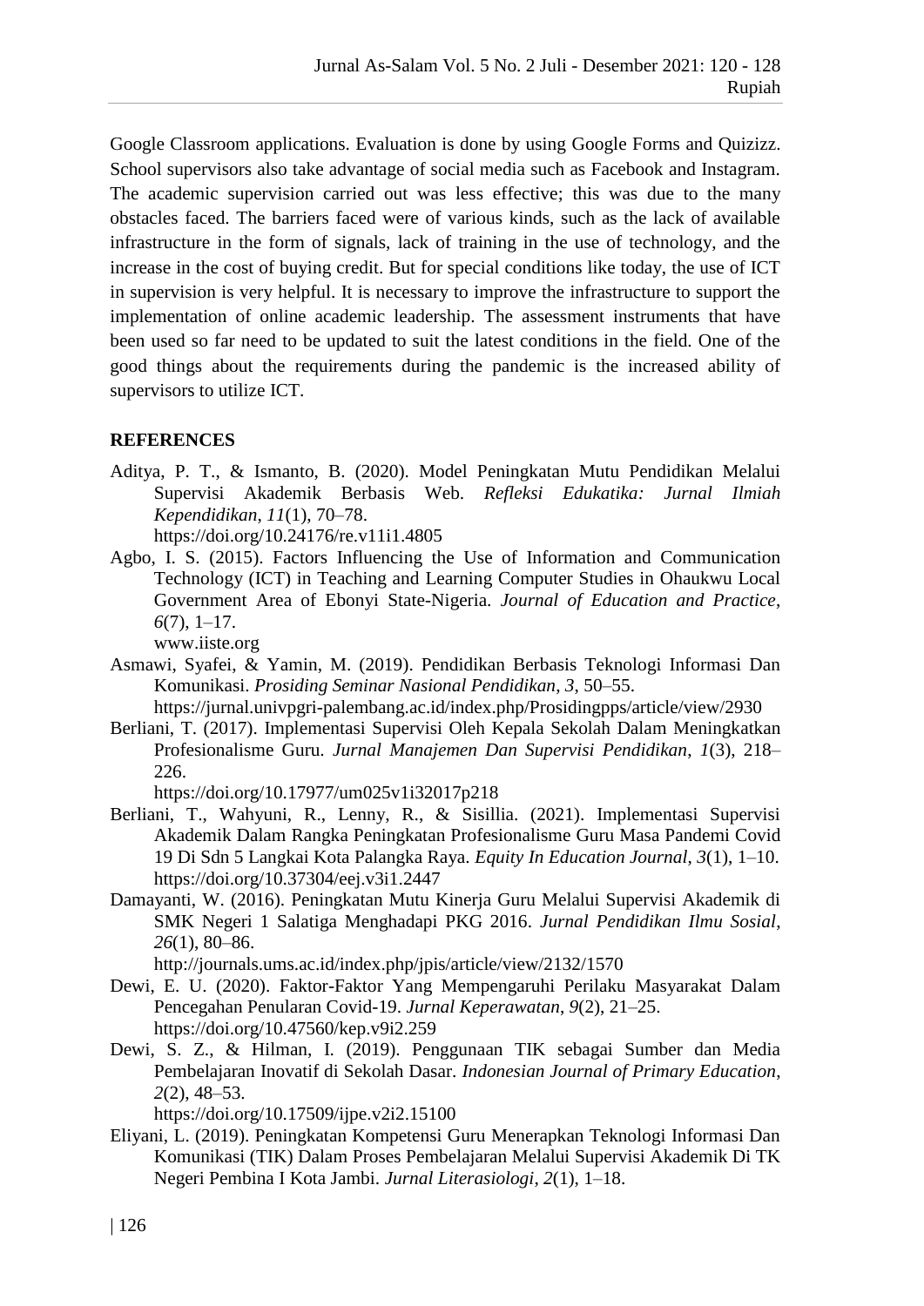Google Classroom applications. Evaluation is done by using Google Forms and Quizizz. School supervisors also take advantage of social media such as Facebook and Instagram. The academic supervision carried out was less effective; this was due to the many obstacles faced. The barriers faced were of various kinds, such as the lack of available infrastructure in the form of signals, lack of training in the use of technology, and the increase in the cost of buying credit. But for special conditions like today, the use of ICT in supervision is very helpful. It is necessary to improve the infrastructure to support the implementation of online academic leadership. The assessment instruments that have been used so far need to be updated to suit the latest conditions in the field. One of the good things about the requirements during the pandemic is the increased ability of supervisors to utilize ICT.

## REFERENCES

Aditya, P. T., & Ismanto, B. (2020). Model Peningkatan Mutu Pendidikan Melalui Supervisi Akademik Berbasis Web. *Refleksi Edukatika: Jurnal Ilmiah Kependidikan*, *11*(1), 70–78. https://doi.org/10.24176/re.v11i1.4805

Agbo, I. S. (2015). Factors Influencing the Use of Information and Communication Technology (ICT) in Teaching and Learning Computer Studies in Ohaukwu Local Government Area of Ebonyi State-Nigeria. *Journal of Education and Practice*, *6*(7), 1–17. www.iiste.org

Asmawi, Syafei, & Yamin, M. (2019). Pendidikan Berbasis Teknologi Informasi Dan Komunikasi. *Prosiding Seminar Nasional Pendidikan*, *3*, 50–55. https://jurnal.univpgri-palembang.ac.id/index.php/Prosidingpps/article/view/2930

Berliani, T. (2017). Implementasi Supervisi Oleh Kepala Sekolah Dalam Meningkatkan Profesionalisme Guru. *Jurnal Manajemen Dan Supervisi Pendidikan*, *1*(3), 218–226. https://doi.org/10.17977/um025v1i32017p218

Berliani, T., Wahyuni, R., Lenny, R., & Sisillia. (2021). Implementasi Supervisi Akademik Dalam Rangka Peningkatan Profesionalisme Guru Masa Pandemi Covid 19 Di Sdn 5 Langkai Kota Palangka Raya. *Equity In Education Journal*, *3*(1), 1–10. https://doi.org/10.37304/eej.v3i1.2447

Damayanti, W. (2016). Peningkatan Mutu Kinerja Guru Melalui Supervisi Akademik di SMK Negeri 1 Salatiga Menghadapi PKG 2016. *Jurnal Pendidikan Ilmu Sosial*, *26*(1), 80–86. http://journals.ums.ac.id/index.php/jpis/article/view/2132/1570

Dewi, E. U. (2020). Faktor-Faktor Yang Mempengaruhi Perilaku Masyarakat Dalam Pencegahan Penularan Covid-19. *Jurnal Keperawatan*, *9*(2), 21–25. https://doi.org/10.47560/kep.v9i2.259

Dewi, S. Z., & Hilman, I. (2019). Penggunaan TIK sebagai Sumber dan Media Pembelajaran Inovatif di Sekolah Dasar. *Indonesian Journal of Primary Education*, *2*(2), 48–53. https://doi.org/10.17509/ijpe.v2i2.15100

Eliyani, L. (2019). Peningkatan Kompetensi Guru Menerapkan Teknologi Informasi Dan Komunikasi (TIK) Dalam Proses Pembelajaran Melalui Supervisi Akademik Di TK Negeri Pembina I Kota Jambi. *Jurnal Literasiologi*, *2*(1), 1–18.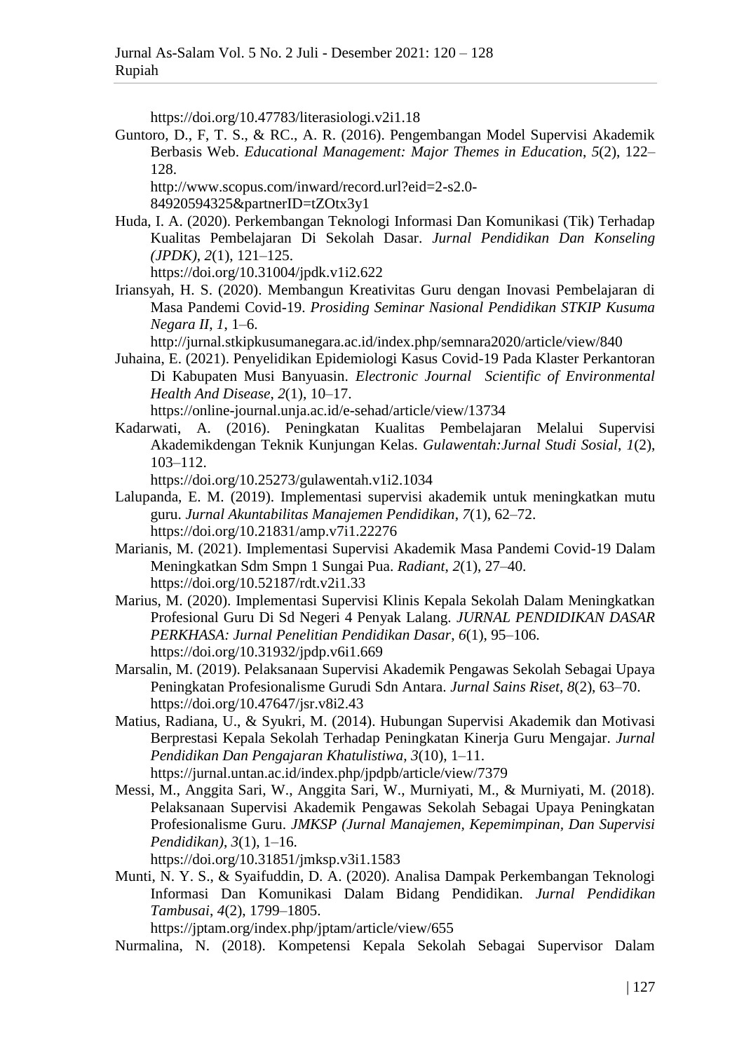https://doi.org/10.47783/literasiologi.v2i1.18

Guntoro, D., F, T. S., & RC., A. R. (2016). Pengembangan Model Supervisi Akademik Berbasis Web. *Educational Management: Major Themes in Education*, *5*(2), 122–128. http://www.scopus.com/inward/record.url?eid=2-s2.0-84920594325&partnerID=tZOtx3y1

Huda, I. A. (2020). Perkembangan Teknologi Informasi Dan Komunikasi (Tik) Terhadap Kualitas Pembelajaran Di Sekolah Dasar. *Jurnal Pendidikan Dan Konseling (JPDK)*, *2*(1), 121–125. https://doi.org/10.31004/jpdk.v1i2.622

Iriansyah, H. S. (2020). Membangun Kreativitas Guru dengan Inovasi Pembelajaran di Masa Pandemi Covid-19. *Prosiding Seminar Nasional Pendidikan STKIP Kusuma Negara II*, *1*, 1–6. http://jurnal.stkipkusumanegara.ac.id/index.php/semnara2020/article/view/840

Juhaina, E. (2021). Penyelidikan Epidemiologi Kasus Covid-19 Pada Klaster Perkantoran Di Kabupaten Musi Banyuasin. *Electronic Journal Scientific of Environmental Health And Disease*, *2*(1), 10–17. https://online-journal.unja.ac.id/e-sehad/article/view/13734

Kadarwati, A. (2016). Peningkatan Kualitas Pembelajaran Melalui Supervisi Akademikdengan Teknik Kunjungan Kelas. *Gulawentah:Jurnal Studi Sosial*, *1*(2), 103–112. https://doi.org/10.25273/gulawentah.v1i2.1034

Lalupanda, E. M. (2019). Implementasi supervisi akademik untuk meningkatkan mutu guru. *Jurnal Akuntabilitas Manajemen Pendidikan*, *7*(1), 62–72. https://doi.org/10.21831/amp.v7i1.22276

Marianis, M. (2021). Implementasi Supervisi Akademik Masa Pandemi Covid-19 Dalam Meningkatkan Sdm Smpn 1 Sungai Pua. *Radiant*, *2*(1), 27–40. https://doi.org/10.52187/rdt.v2i1.33

Marius, M. (2020). Implementasi Supervisi Klinis Kepala Sekolah Dalam Meningkatkan Profesional Guru Di Sd Negeri 4 Penyak Lalang. *JURNAL PENDIDIKAN DASAR PERKHASA: Jurnal Penelitian Pendidikan Dasar*, *6*(1), 95–106. https://doi.org/10.31932/jpdp.v6i1.669

Marsalin, M. (2019). Pelaksanaan Supervisi Akademik Pengawas Sekolah Sebagai Upaya Peningkatan Profesionalisme Gurudi Sdn Antara. *Jurnal Sains Riset*, *8*(2), 63–70. https://doi.org/10.47647/jsr.v8i2.43

Matius, Radiana, U., & Syukri, M. (2014). Hubungan Supervisi Akademik dan Motivasi Berprestasi Kepala Sekolah Terhadap Peningkatan Kinerja Guru Mengajar. *Jurnal Pendidikan Dan Pengajaran Khatulistiwa*, *3*(10), 1–11. https://jurnal.untan.ac.id/index.php/jpdpb/article/view/7379

Messi, M., Anggita Sari, W., Anggita Sari, W., Murniyati, M., & Murniyati, M. (2018). Pelaksanaan Supervisi Akademik Pengawas Sekolah Sebagai Upaya Peningkatan Profesionalisme Guru. *JMKSP (Jurnal Manajemen, Kepemimpinan, Dan Supervisi Pendidikan)*, *3*(1), 1–16. https://doi.org/10.31851/jmksp.v3i1.1583

Munti, N. Y. S., & Syaifuddin, D. A. (2020). Analisa Dampak Perkembangan Teknologi Informasi Dan Komunikasi Dalam Bidang Pendidikan. *Jurnal Pendidikan Tambusai*, *4*(2), 1799–1805. https://jptam.org/index.php/jptam/article/view/655

Nurmalina, N. (2018). Kompetensi Kepala Sekolah Sebagai Supervisor Dalam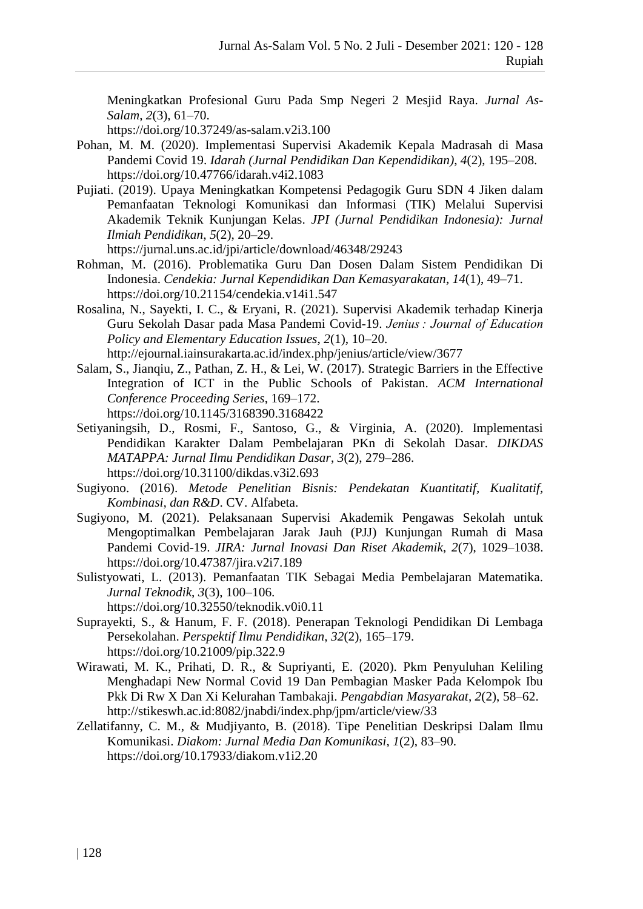Meningkatkan Profesional Guru Pada Smp Negeri 2 Mesjid Raya. *Jurnal As-Salam*, *2*(3), 61–70. https://doi.org/10.37249/as-salam.v2i3.100

Pohan, M. M. (2020). Implementasi Supervisi Akademik Kepala Madrasah di Masa Pandemi Covid 19. *Idarah (Jurnal Pendidikan Dan Kependidikan)*, *4*(2), 195–208. https://doi.org/10.47766/idarah.v4i2.1083

Pujiati. (2019). Upaya Meningkatkan Kompetensi Pedagogik Guru SDN 4 Jiken dalam Pemanfaatan Teknologi Komunikasi dan Informasi (TIK) Melalui Supervisi Akademik Teknik Kunjungan Kelas. *JPI (Jurnal Pendidikan Indonesia): Jurnal Ilmiah Pendidikan*, *5*(2), 20–29. https://jurnal.uns.ac.id/jpi/article/download/46348/29243

Rohman, M. (2016). Problematika Guru Dan Dosen Dalam Sistem Pendidikan Di Indonesia. *Cendekia: Jurnal Kependidikan Dan Kemasyarakatan*, *14*(1), 49–71. https://doi.org/10.21154/cendekia.v14i1.547

Rosalina, N., Sayekti, I. C., & Eryani, R. (2021). Supervisi Akademik terhadap Kinerja Guru Sekolah Dasar pada Masa Pandemi Covid-19. *Jenius : Journal of Education Policy and Elementary Education Issues*, *2*(1), 10–20. http://ejournal.iainsurakarta.ac.id/index.php/jenius/article/view/3677

Salam, S., Jianqiu, Z., Pathan, Z. H., & Lei, W. (2017). Strategic Barriers in the Effective Integration of ICT in the Public Schools of Pakistan. *ACM International Conference Proceeding Series*, 169–172. https://doi.org/10.1145/3168390.3168422

Setiyaningsih, D., Rosmi, F., Santoso, G., & Virginia, A. (2020). Implementasi Pendidikan Karakter Dalam Pembelajaran PKn di Sekolah Dasar. *DIKDAS MATAPPA: Jurnal Ilmu Pendidikan Dasar*, *3*(2), 279–286. https://doi.org/10.31100/dikdas.v3i2.693

Sugiyono. (2016). *Metode Penelitian Bisnis: Pendekatan Kuantitatif, Kualitatif, Kombinasi, dan R&D*. CV. Alfabeta.

Sugiyono, M. (2021). Pelaksanaan Supervisi Akademik Pengawas Sekolah untuk Mengoptimalkan Pembelajaran Jarak Jauh (PJJ) Kunjungan Rumah di Masa Pandemi Covid-19. *JIRA: Jurnal Inovasi Dan Riset Akademik*, *2*(7), 1029–1038. https://doi.org/10.47387/jira.v2i7.189

Sulistyowati, L. (2013). Pemanfaatan TIK Sebagai Media Pembelajaran Matematika. *Jurnal Teknodik*, *3*(3), 100–106. https://doi.org/10.32550/teknodik.v0i0.11

Suprayekti, S., & Hanum, F. F. (2018). Penerapan Teknologi Pendidikan Di Lembaga Persekolahan. *Perspektif Ilmu Pendidikan*, *32*(2), 165–179. https://doi.org/10.21009/pip.322.9

Wirawati, M. K., Prihati, D. R., & Supriyanti, E. (2020). Pkm Penyuluhan Keliling Menghadapi New Normal Covid 19 Dan Pembagian Masker Pada Kelompok Ibu Pkk Di Rw X Dan Xi Kelurahan Tambakaji. *Pengabdian Masyarakat*, *2*(2), 58–62. http://stikeswh.ac.id:8082/jnabdi/index.php/jpm/article/view/33

Zellatifanny, C. M., & Mudjiyanto, B. (2018). Tipe Penelitian Deskripsi Dalam Ilmu Komunikasi. *Diakom: Jurnal Media Dan Komunikasi*, *1*(2), 83–90. https://doi.org/10.17933/diakom.v1i2.20